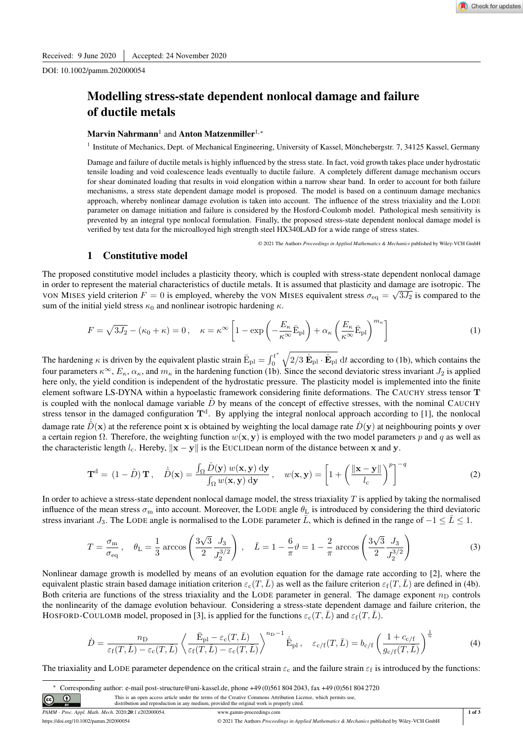Received: 9 June 2020 | Accepted: 24 November 2020

DOI: 10.1002/pamm.202000054

# Modelling stress-state dependent nonlocal damage and failure of ductile metals

**Marvin Nahrmann**[1] and **Anton Matzenmiller**[1,*]

[1] Institute of Mechanics, Dept. of Mechanical Engineering, University of Kassel, Mönchebergstr. 7, 34125 Kassel, Germany

Damage and failure of ductile metals is highly influenced by the stress state. In fact, void growth takes place under hydrostatic tensile loading and void coalescence leads eventually to ductile failure. A completely different damage mechanism occurs for shear dominated loading that results in void elongation within a narrow shear band. In order to account for both failure mechanisms, a stress state dependent damage model is proposed. The model is based on a continuum damage mechanics approach, whereby nonlinear damage evolution is taken into account. The influence of the stress triaxiality and the LODE parameter on damage initiation and failure is considered by the Hosford-Coulomb model. Pathological mesh sensitivity is prevented by an integral type nonlocal formulation. Finally, the proposed stress-state dependent nonlocal damage model is verified by test data for the microalloyed high strength steel HX340LAD for a wide range of stress states.

© 2021 The Authors *Proceedings in Applied Mathematics & Mechanics* published by Wiley-VCH GmbH

## 1 Constitutive model

The proposed constitutive model includes a plasticity theory, which is coupled with stress-state dependent nonlocal damage in order to represent the material characteristics of ductile metals. It is assumed that plasticity and damage are isotropic. The VON MISES yield criterion $F = 0$ is employed, whereby the VON MISES equivalent stress $\sigma_{\mathrm{eq}} = \sqrt{3J_2}$ is compared to the sum of the initial yield stress $\kappa_0$ and nonlinear isotropic hardening $\kappa$.

$$F = \sqrt{3J_2} - (\kappa_0 + \kappa) = 0\,, \quad \kappa = \kappa^\infty \left[1 - \exp\left(-\frac{E_\kappa}{\kappa^\infty}\bar{\mathrm{E}}_{\mathrm{pl}}\right) + \alpha_\kappa \left(\frac{E_\kappa}{\kappa^\infty}\bar{\mathrm{E}}_{\mathrm{pl}}\right)^{m_\kappa}\right] \tag{1}$$

The hardening $\kappa$ is driven by the equivalent plastic strain $\bar{\mathrm{E}}_{\mathrm{pl}} = \int_0^{t^*} \sqrt{2/3\,\dot{\mathbf{E}}_{\mathrm{pl}} \cdot \dot{\mathbf{E}}_{\mathrm{pl}}}\,\mathrm{d}t$ according to (1b), which contains the four parameters $\kappa^\infty$, $E_\kappa$, $\alpha_\kappa$, and $m_\kappa$ in the hardening function (1b). Since the second deviatoric stress invariant $J_2$ is applied here only, the yield condition is independent of the hydrostatic pressure. The plasticity model is implemented into the finite element software LS-DYNA within a hypoelastic framework considering finite deformations. The CAUCHY stress tensor $\mathbf{T}$ is coupled with the nonlocal damage variable $\tilde{D}$ by means of the concept of effective stresses, with the nominal CAUCHY stress tensor in the damaged configuration $\mathbf{T}^{\mathrm{d}}$. By applying the integral nonlocal approach according to [1], the nonlocal damage rate $\dot{\tilde{D}}(\mathbf{x})$ at the reference point $\mathbf{x}$ is obtained by weighting the local damage rate $\dot{D}(\mathbf{y})$ at neighbouring points $\mathbf{y}$ over a certain region $\Omega$. Therefore, the weighting function $w(\mathbf{x},\mathbf{y})$ is employed with the two model parameters $p$ and $q$ as well as the characteristic length $l_{\mathrm{c}}$. Hereby, $\|\mathbf{x}-\mathbf{y}\|$ is the EUCLIDean norm of the distance between $\mathbf{x}$ and $\mathbf{y}$.

$$\mathbf{T}^{\mathrm{d}} = (1 - \tilde{D})\,\mathbf{T}\,, \quad \dot{\tilde{D}}(\mathbf{x}) = \frac{\int_\Omega \dot{D}(\mathbf{y})\,w(\mathbf{x},\mathbf{y})\,\mathrm{d}\mathbf{y}}{\int_\Omega w(\mathbf{x},\mathbf{y})\,\mathrm{d}\mathbf{y}}\,, \quad w(\mathbf{x},\mathbf{y}) = \left[1 + \left(\frac{\|\mathbf{x}-\mathbf{y}\|}{l_{\mathrm{c}}}\right)^p\right]^{-q} \tag{2}$$

In order to achieve a stress-state dependent nonlocal damage model, the stress triaxiality $T$ is applied by taking the normalised influence of the mean stress $\sigma_{\mathrm{m}}$ into account. Moreover, the LODE angle $\theta_{\mathrm{L}}$ is introduced by considering the third deviatoric stress invariant $J_3$. The LODE angle is normalised to the LODE parameter $\bar{L}$, which is defined in the range of $-1 \leq \bar{L} \leq 1$.

$$T = \frac{\sigma_{\mathrm{m}}}{\sigma_{\mathrm{eq}}}\,, \quad \theta_{\mathrm{L}} = \frac{1}{3}\arccos\left(\frac{3\sqrt{3}}{2}\frac{J_3}{J_2^{3/2}}\right)\,, \quad \bar{L} = 1 - \frac{6}{\pi}\vartheta = 1 - \frac{2}{\pi}\arccos\left(\frac{3\sqrt{3}}{2}\frac{J_3}{J_2^{3/2}}\right) \tag{3}$$

Nonlinear damage growth is modelled by means of an evolution equation for the damage rate according to [2], where the equivalent plastic strain based damage initiation criterion $\varepsilon_{\mathrm{c}}(T,\bar{L})$ as well as the failure criterion $\varepsilon_{\mathrm{f}}(T,\bar{L})$ are defined in (4b). Both criteria are functions of the stress triaxiality and the LODE parameter in general. The damage exponent $n_{\mathrm{D}}$ controls the nonlinearity of the damage evolution behaviour. Considering a stress-state dependent damage and failure criterion, the HOSFORD-COULOMB model, proposed in [3], is applied for the functions $\varepsilon_{\mathrm{c}}(T,\bar{L})$ and $\varepsilon_{\mathrm{f}}(T,\bar{L})$.

$$\dot{D} = \frac{n_{\mathrm{D}}}{\varepsilon_{\mathrm{f}}(T,\bar{L}) - \varepsilon_{\mathrm{c}}(T,\bar{L})}\left\langle\frac{\bar{\mathrm{E}}_{\mathrm{pl}} - \varepsilon_{\mathrm{c}}(T,\bar{L})}{\varepsilon_{\mathrm{f}}(T,\bar{L}) - \varepsilon_{\mathrm{c}}(T,\bar{L})}\right\rangle^{n_{\mathrm{D}}-1}\dot{\bar{\mathrm{E}}}_{\mathrm{pl}}\,, \quad \varepsilon_{\mathrm{c/f}}(T,\bar{L}) = b_{\mathrm{c/f}}\left(\frac{1 + c_{\mathrm{c/f}}}{g_{\mathrm{c/f}}(T,\bar{L})}\right)^{\frac{1}{n}} \tag{4}$$

The triaxiality and LODE parameter dependence on the critical strain $\varepsilon_{\mathrm{c}}$ and the failure strain $\varepsilon_{\mathrm{f}}$ is introduced by the functions:

---

\* Corresponding author: e-mail post-structure@uni-kassel.de, phone +49 (0)561 804 2043, fax +49 (0)561 804 2720

This is an open access article under the terms of the Creative Commons Attribution License, which permits use, distribution and reproduction in any medium, provided the original work is properly cited.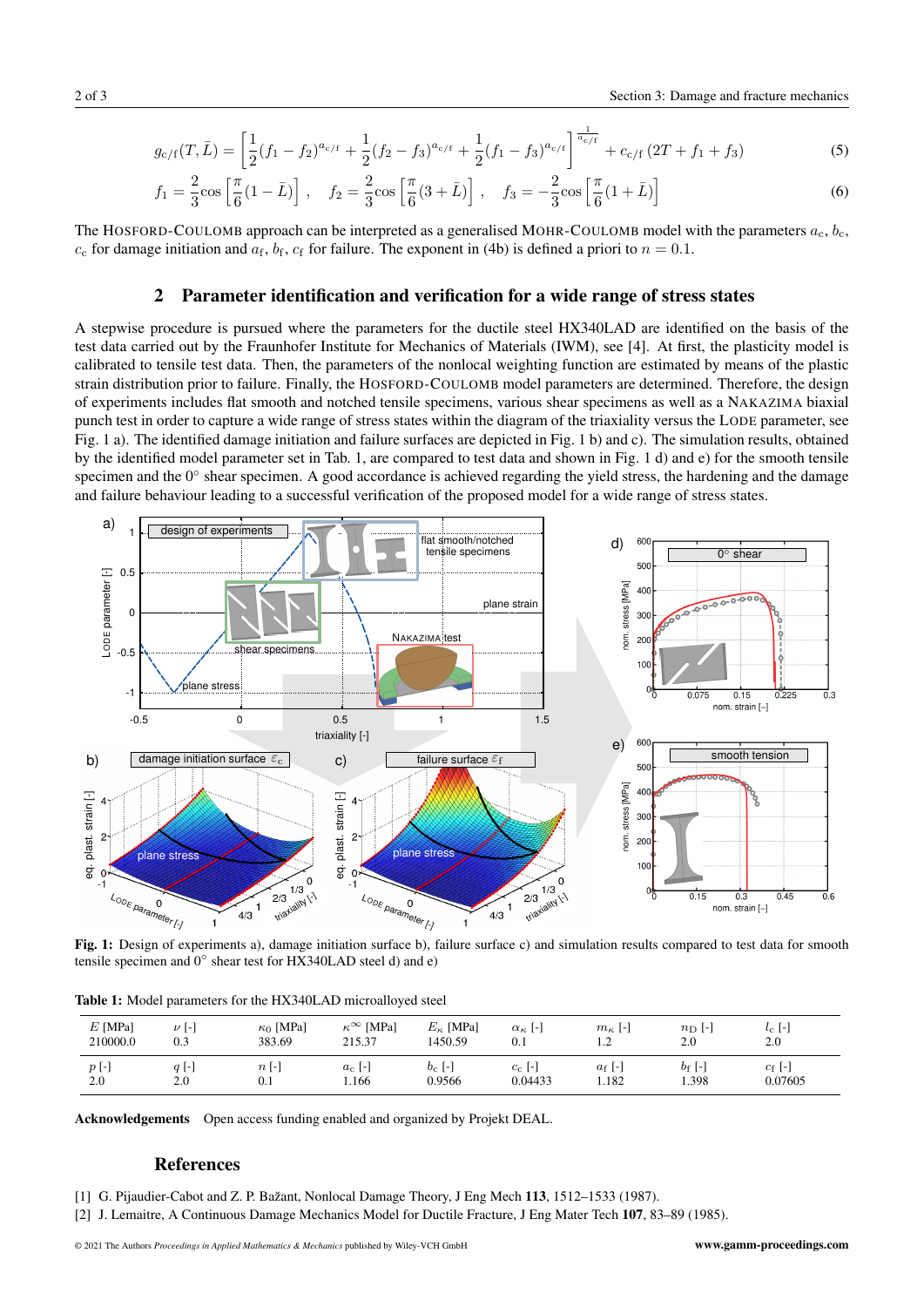$$g_{c/f}(T, \bar{L}) = \left[ \frac{1}{2}(f_1 - f_2)^{a_{c/f}} + \frac{1}{2}(f_2 - f_3)^{a_{c/f}} + \frac{1}{2}(f_1 - f_3)^{a_{c/f}} \right]^{\frac{1}{a_{c/f}}} + c_{c/f}\,(2T + f_1 + f_3) \tag{5}$$

$$f_1 = \frac{2}{3}\cos\left[\frac{\pi}{6}(1 - \bar{L})\right], \quad f_2 = \frac{2}{3}\cos\left[\frac{\pi}{6}(3 + \bar{L})\right], \quad f_3 = -\frac{2}{3}\cos\left[\frac{\pi}{6}(1 + \bar{L})\right] \tag{6}$$

The HOSFORD-COULOMB approach can be interpreted as a generalised MOHR-COULOMB model with the parameters $a_c$, $b_c$, $c_c$ for damage initiation and $a_f$, $b_f$, $c_f$ for failure. The exponent in (4b) is defined a priori to $n = 0.1$.

## 2 Parameter identification and verification for a wide range of stress states

A stepwise procedure is pursued where the parameters for the ductile steel HX340LAD are identified on the basis of the test data carried out by the Fraunhofer Institute for Mechanics of Materials (IWM), see [4]. At first, the plasticity model is calibrated to tensile test data. Then, the parameters of the nonlocal weighting function are estimated by means of the plastic strain distribution prior to failure. Finally, the HOSFORD-COULOMB model parameters are determined. Therefore, the design of experiments includes flat smooth and notched tensile specimens, various shear specimens as well as a NAKAZIMA biaxial punch test in order to capture a wide range of stress states within the diagram of the triaxiality versus the LODE parameter, see Fig. 1 a). The identified damage initiation and failure surfaces are depicted in Fig. 1 b) and c). The simulation results, obtained by the identified model parameter set in Tab. 1, are compared to test data and shown in Fig. 1 d) and e) for the smooth tensile specimen and the 0° shear specimen. A good accordance is achieved regarding the yield stress, the hardening and the damage and failure behaviour leading to a successful verification of the proposed model for a wide range of stress states.

**Fig. 1:** Design of experiments a), damage initiation surface b), failure surface c) and simulation results compared to test data for smooth tensile specimen and 0° shear test for HX340LAD steel d) and e)

**Table 1:** Model parameters for the HX340LAD microalloyed steel

| $E$ [MPa] | $\nu$ [-] | $\kappa_0$ [MPa] | $\kappa^\infty$ [MPa] | $E_\kappa$ [MPa] | $\alpha_\kappa$ [-] | $m_\kappa$ [-] | $n_D$ [-] | $l_c$ [-] |
|---|---|---|---|---|---|---|---|---|
| 210000.0 | 0.3 | 383.69 | 215.37 | 1450.59 | 0.1 | 1.2 | 2.0 | 2.0 |
| $p$ [-] | $q$ [-] | $n$ [-] | $a_c$ [-] | $b_c$ [-] | $c_c$ [-] | $a_f$ [-] | $b_f$ [-] | $c_f$ [-] |
| 2.0 | 2.0 | 0.1 | 1.166 | 0.9566 | 0.04433 | 1.182 | 1.398 | 0.07605 |

**Acknowledgements** Open access funding enabled and organized by Projekt DEAL.

## References

[1] G. Pijaudier-Cabot and Z. P. Bažant, Nonlocal Damage Theory, J Eng Mech **113**, 1512–1533 (1987).

[2] J. Lemaitre, A Continuous Damage Mechanics Model for Ductile Fracture, J Eng Mater Tech **107**, 83–89 (1985).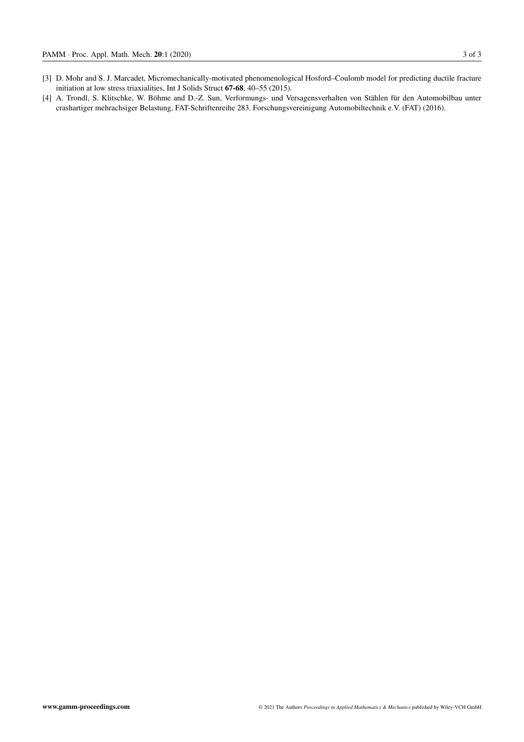[3] D. Mohr and S. J. Marcadet, Micromechanically-motivated phenomenological Hosford–Coulomb model for predicting ductile fracture initiation at low stress triaxialities, Int J Solids Struct **67-68**, 40–55 (2015).

[4] A. Trondl, S. Klitschke, W. Böhme and D.-Z. Sun, Verformungs- und Versagensverhalten von Stählen für den Automobilbau unter crashartiger mehrachsiger Belastung, FAT-Schriftenreihe 283. Forschungsvereinigung Automobiltechnik e.V. (FAT) (2016).